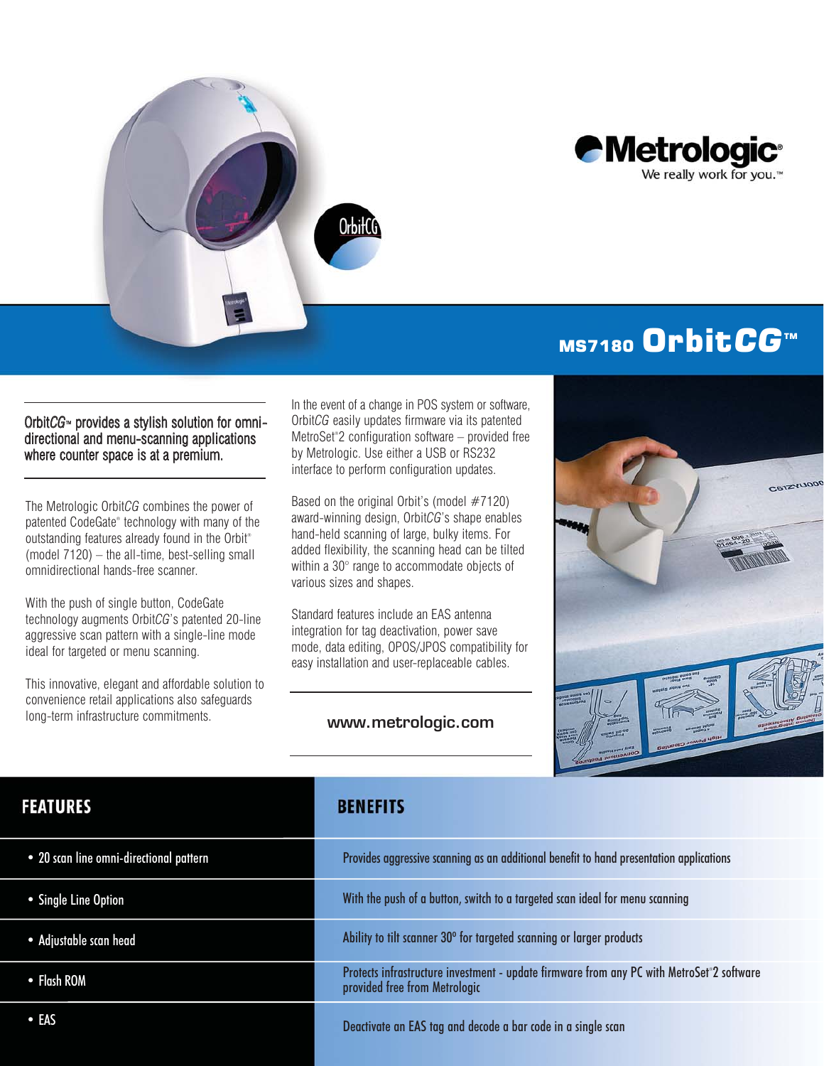Metrologic®
We really work for you.™

# MS7180 Orbit*CG*™

**Orbit*CG*™ provides a stylish solution for omni-directional and menu-scanning applications where counter space is at a premium.**

The Metrologic Orbit*CG* combines the power of patented CodeGate® technology with many of the outstanding features already found in the Orbit® (model 7120) – the all-time, best-selling small omnidirectional hands-free scanner.

With the push of single button, CodeGate technology augments Orbit*CG*'s patented 20-line aggressive scan pattern with a single-line mode ideal for targeted or menu scanning.

This innovative, elegant and affordable solution to convenience retail applications also safeguards long-term infrastructure commitments.

In the event of a change in POS system or software, Orbit*CG* easily updates firmware via its patented MetroSet®2 configuration software – provided free by Metrologic. Use either a USB or RS232 interface to perform configuration updates.

Based on the original Orbit's (model #7120) award-winning design, Orbit*CG*'s shape enables hand-held scanning of large, bulky items. For added flexibility, the scanning head can be tilted within a 30° range to accommodate objects of various sizes and shapes.

Standard features include an EAS antenna integration for tag deactivation, power save mode, data editing, OPOS/JPOS compatibility for easy installation and user-replaceable cables.

**www.metrologic.com**

| FEATURES | BENEFITS |
| --- | --- |
| • 20 scan line omni-directional pattern | Provides aggressive scanning as an additional benefit to hand presentation applications |
| • Single Line Option | With the push of a button, switch to a targeted scan ideal for menu scanning |
| • Adjustable scan head | Ability to tilt scanner 30º for targeted scanning or larger products |
| • Flash ROM | Protects infrastructure investment - update firmware from any PC with MetroSet®2 software provided free from Metrologic |
| • EAS | Deactivate an EAS tag and decode a bar code in a single scan |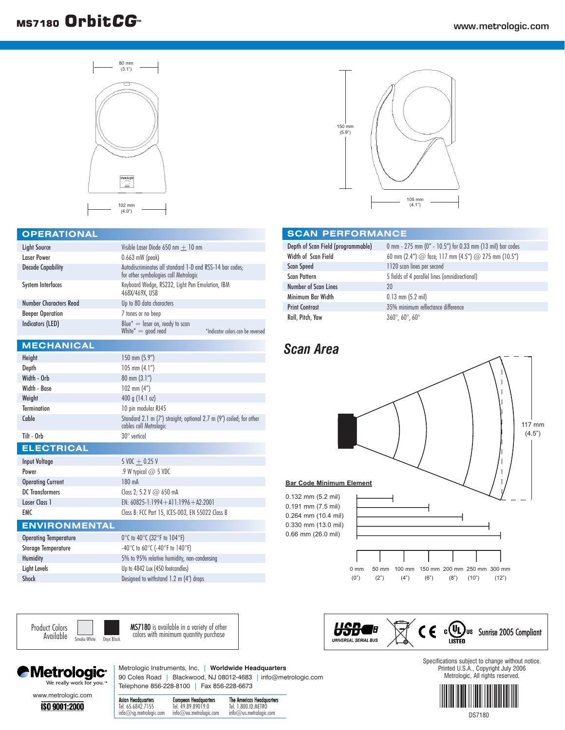# MS7180 OrbitCG™

www.metrologic.com

80 mm
(3.1")

102 mm
(4.0")

150 mm
(5.9")

105 mm
(4.1")

## OPERATIONAL

| | |
|---|---|
| Light Source | Visible Laser Diode 650 nm ± 10 nm |
| Laser Power | 0.663 mW (peak) |
| Decode Capability | Autodiscriminates all standard 1-D and RSS-14 bar codes; for other symbologies call Metrologic |
| System Interfaces | Keyboard Wedge, RS232, Light Pen Emulation, IBM 468X/469X, USB |
| Number Characters Read | Up to 80 data characters |
| Beeper Operation | 7 tones or no beep |
| Indicators (LED) | Blue* = laser on, ready to scan<br>White* = good read<br>*Indicator colors can be reversed |

## MECHANICAL

| | |
|---|---|
| Height | 150 mm (5.9") |
| Depth | 105 mm (4.1") |
| Width - Orb | 80 mm (3.1") |
| Width - Base | 102 mm (4") |
| Weight | 400 g (14.1 oz) |
| Termination | 10 pin modular RJ45 |
| Cable | Standard 2.1 m (7') straight; optional 2.7 m (9') coiled; for other cables call Metrologic |
| Tilt - Orb | 30° vertical |

## ELECTRICAL

| | |
|---|---|
| Input Voltage | 5 VDC ± 0.25 V |
| Power | .9 W typical @ 5 VDC |
| Operating Current | 180 mA |
| DC Transformers | Class 2; 5.2 V @ 650 mA |
| Laser Class 1 | EN: 60825-1:1994+A11:1996+A2:2001 |
| EMC | Class B: FCC Part 15, ICES-003, EN 55022 Class B |

## ENVIRONMENTAL

| | |
|---|---|
| Operating Temperature | 0°C to 40°C (32°F to 104°F) |
| Storage Temperature | -40°C to 60°C (-40°F to 140°F) |
| Humidity | 5% to 95% relative humidity, non-condensing |
| Light Levels | Up to 4842 Lux (450 footcandles) |
| Shock | Designed to withstand 1.2 m (4') drops |

## SCAN PERFORMANCE

| | |
|---|---|
| Depth of Scan Field (programmable) | 0 mm - 275 mm (0" - 10.5") for 0.33 mm (13 mil) bar codes |
| Width of Scan Field | 60 mm (2.4") @ face; 117 mm (4.5") @ 275 mm (10.5") |
| Scan Speed | 1120 scan lines per second |
| Scan Pattern | 5 fields of 4 parallel lines (omnidirectional) |
| Number of Scan Lines | 20 |
| Minimum Bar Width | 0.13 mm (5.2 mil) |
| Print Contrast | 35% minimum reflectance difference |
| Roll, Pitch, Yaw | 360°, 60°, 60° |

## Scan Area

117 mm
(4.5")

**Bar Code Minimum Element**

0.132 mm (5.2 mil)
0.191 mm (7.5 mil)
0.264 mm (10.4 mil)
0.330 mm (13.0 mil)
0.66 mm (26.0 mil)

0 mm (0") 50 mm (2") 100 mm (4") 150 mm (6") 200 mm (8") 250 mm (10") 300 mm (12")

Product Colors Available: Smoke White, Onyx Black

MS7180 is available in a variety of other colors with minimum quantity purchase

USB UNIVERSAL SERIAL BUS | CE | c UL us LISTED | Sunrise 2005 Compliant

Metrologic® We really work for you.™

www.metrologic.com

ISO 9001:2000

Metrologic Instruments, Inc. | **Worldwide Headquarters**
90 Coles Road | Blackwood, NJ 08012-4683 | info@metrologic.com
Telephone 856-228-8100 | Fax 856-228-6673

| Asian Headquarters | European Headquarters | The Americas Headquarters |
|---|---|---|
| Tel. 65.6842.7155 | Tel. 49.89.89019.0 | Tel. 1.800.ID.METRO |
| info@sg.metrologic.com | info@eu.metrologic.com | info@us.metrologic.com |

Specifications subject to change without notice.
Printed U.S.A., Copyright July 2006
Metrologic, All rights reserved.

DS7180